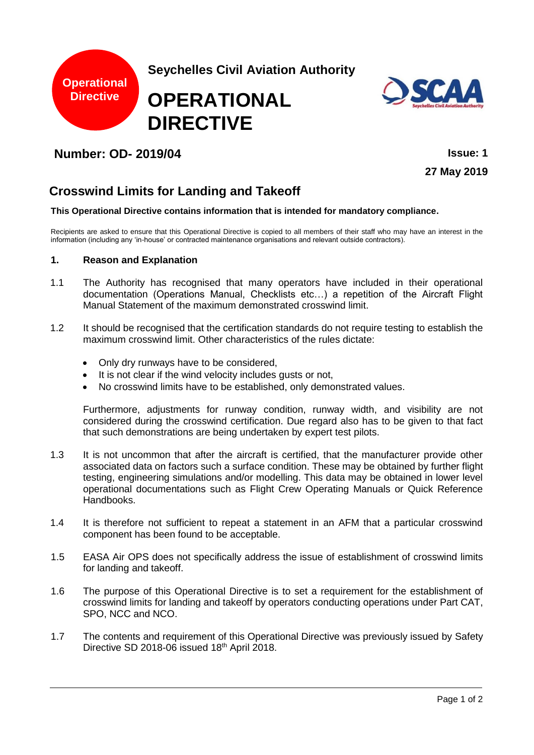Operational Directive

**Seychelles Civil Aviation Authority**

# OPERATIONAL DIRECTIVE

**Number: OD- 2019/04**

**Issue: 1**

**27 May 2019**

## Crosswind Limits for Landing and Takeoff

**This Operational Directive contains information that is intended for mandatory compliance.**

Recipients are asked to ensure that this Operational Directive is copied to all members of their staff who may have an interest in the information (including any 'in-house' or contracted maintenance organisations and relevant outside contractors).

### 1. Reason and Explanation

1.1 The Authority has recognised that many operators have included in their operational documentation (Operations Manual, Checklists etc…) a repetition of the Aircraft Flight Manual Statement of the maximum demonstrated crosswind limit.

1.2 It should be recognised that the certification standards do not require testing to establish the maximum crosswind limit. Other characteristics of the rules dictate:

- Only dry runways have to be considered,
- It is not clear if the wind velocity includes gusts or not,
- No crosswind limits have to be established, only demonstrated values.

Furthermore, adjustments for runway condition, runway width, and visibility are not considered during the crosswind certification. Due regard also has to be given to that fact that such demonstrations are being undertaken by expert test pilots.

1.3 It is not uncommon that after the aircraft is certified, that the manufacturer provide other associated data on factors such a surface condition. These may be obtained by further flight testing, engineering simulations and/or modelling. This data may be obtained in lower level operational documentations such as Flight Crew Operating Manuals or Quick Reference Handbooks.

1.4 It is therefore not sufficient to repeat a statement in an AFM that a particular crosswind component has been found to be acceptable.

1.5 EASA Air OPS does not specifically address the issue of establishment of crosswind limits for landing and takeoff.

1.6 The purpose of this Operational Directive is to set a requirement for the establishment of crosswind limits for landing and takeoff by operators conducting operations under Part CAT, SPO, NCC and NCO.

1.7 The contents and requirement of this Operational Directive was previously issued by Safety Directive SD 2018-06 issued 18th April 2018.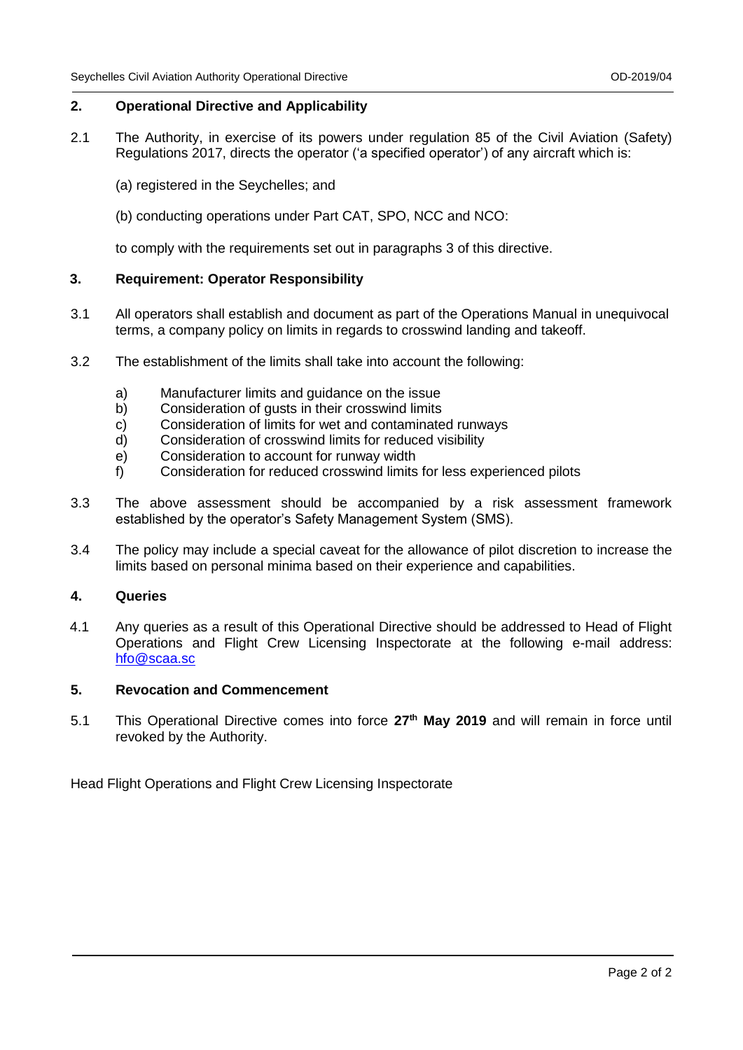## 2. Operational Directive and Applicability

2.1 The Authority, in exercise of its powers under regulation 85 of the Civil Aviation (Safety) Regulations 2017, directs the operator ('a specified operator') of any aircraft which is:

(a) registered in the Seychelles; and

(b) conducting operations under Part CAT, SPO, NCC and NCO:

to comply with the requirements set out in paragraphs 3 of this directive.

## 3. Requirement: Operator Responsibility

3.1 All operators shall establish and document as part of the Operations Manual in unequivocal terms, a company policy on limits in regards to crosswind landing and takeoff.

3.2 The establishment of the limits shall take into account the following:

a) Manufacturer limits and guidance on the issue
b) Consideration of gusts in their crosswind limits
c) Consideration of limits for wet and contaminated runways
d) Consideration of crosswind limits for reduced visibility
e) Consideration to account for runway width
f) Consideration for reduced crosswind limits for less experienced pilots

3.3 The above assessment should be accompanied by a risk assessment framework established by the operator's Safety Management System (SMS).

3.4 The policy may include a special caveat for the allowance of pilot discretion to increase the limits based on personal minima based on their experience and capabilities.

## 4. Queries

4.1 Any queries as a result of this Operational Directive should be addressed to Head of Flight Operations and Flight Crew Licensing Inspectorate at the following e-mail address: hfo@scaa.sc

## 5. Revocation and Commencement

5.1 This Operational Directive comes into force **27th May 2019** and will remain in force until revoked by the Authority.

Head Flight Operations and Flight Crew Licensing Inspectorate